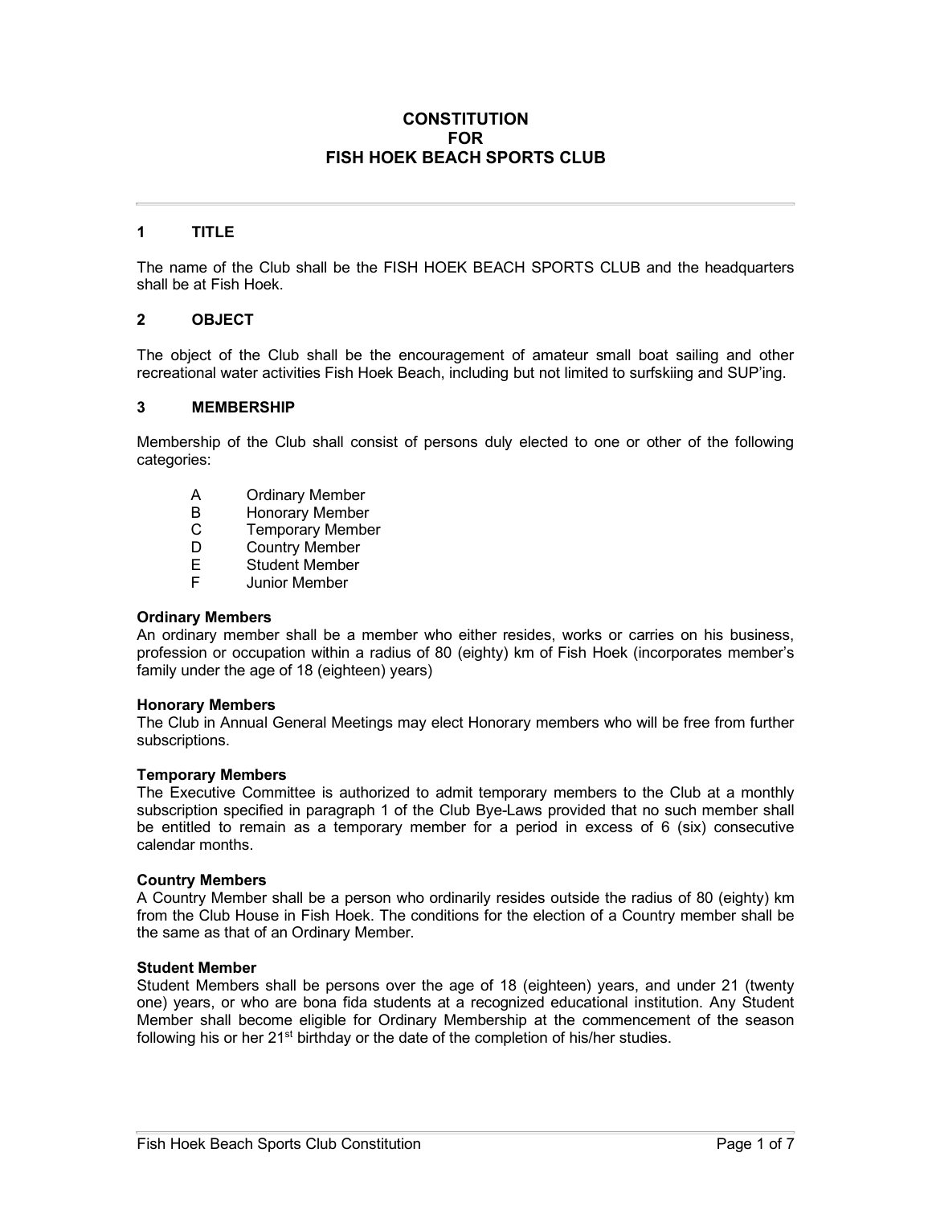# CONSTITUTION
# FOR
# FISH HOEK BEACH SPORTS CLUB

## 1 TITLE

The name of the Club shall be the FISH HOEK BEACH SPORTS CLUB and the headquarters shall be at Fish Hoek.

## 2 OBJECT

The object of the Club shall be the encouragement of amateur small boat sailing and other recreational water activities Fish Hoek Beach, including but not limited to surfskiing and SUP'ing.

## 3 MEMBERSHIP

Membership of the Club shall consist of persons duly elected to one or other of the following categories:

- A Ordinary Member
- B Honorary Member
- C Temporary Member
- D Country Member
- E Student Member
- F Junior Member

**Ordinary Members**
An ordinary member shall be a member who either resides, works or carries on his business, profession or occupation within a radius of 80 (eighty) km of Fish Hoek (incorporates member's family under the age of 18 (eighteen) years)

**Honorary Members**
The Club in Annual General Meetings may elect Honorary members who will be free from further subscriptions.

**Temporary Members**
The Executive Committee is authorized to admit temporary members to the Club at a monthly subscription specified in paragraph 1 of the Club Bye-Laws provided that no such member shall be entitled to remain as a temporary member for a period in excess of 6 (six) consecutive calendar months.

**Country Members**
A Country Member shall be a person who ordinarily resides outside the radius of 80 (eighty) km from the Club House in Fish Hoek. The conditions for the election of a Country member shall be the same as that of an Ordinary Member.

**Student Member**
Student Members shall be persons over the age of 18 (eighteen) years, and under 21 (twenty one) years, or who are bona fida students at a recognized educational institution. Any Student Member shall become eligible for Ordinary Membership at the commencement of the season following his or her 21st birthday or the date of the completion of his/her studies.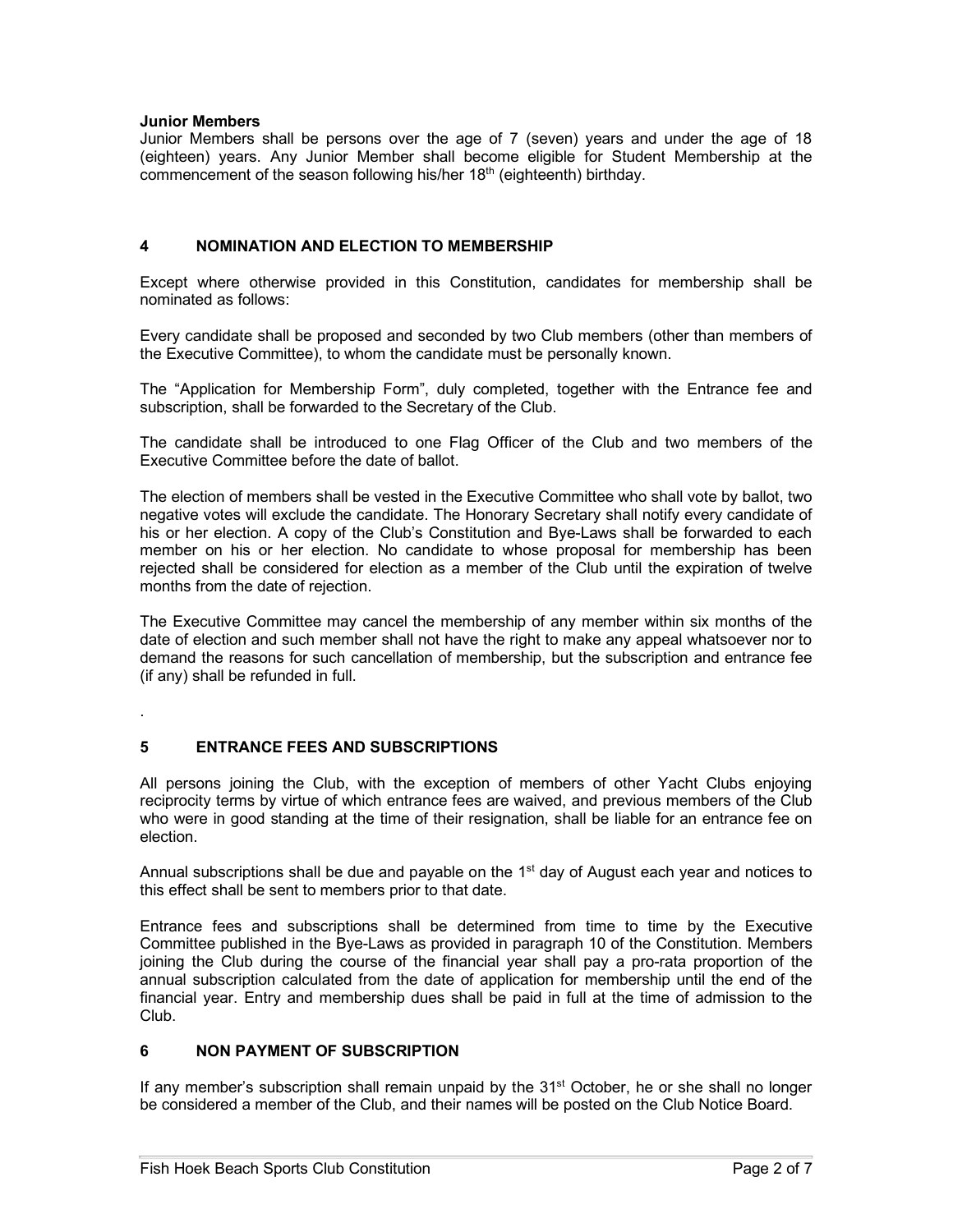**Junior Members**

Junior Members shall be persons over the age of 7 (seven) years and under the age of 18 (eighteen) years. Any Junior Member shall become eligible for Student Membership at the commencement of the season following his/her 18th (eighteenth) birthday.

## 4 NOMINATION AND ELECTION TO MEMBERSHIP

Except where otherwise provided in this Constitution, candidates for membership shall be nominated as follows:

Every candidate shall be proposed and seconded by two Club members (other than members of the Executive Committee), to whom the candidate must be personally known.

The "Application for Membership Form", duly completed, together with the Entrance fee and subscription, shall be forwarded to the Secretary of the Club.

The candidate shall be introduced to one Flag Officer of the Club and two members of the Executive Committee before the date of ballot.

The election of members shall be vested in the Executive Committee who shall vote by ballot, two negative votes will exclude the candidate. The Honorary Secretary shall notify every candidate of his or her election. A copy of the Club's Constitution and Bye-Laws shall be forwarded to each member on his or her election. No candidate to whose proposal for membership has been rejected shall be considered for election as a member of the Club until the expiration of twelve months from the date of rejection.

The Executive Committee may cancel the membership of any member within six months of the date of election and such member shall not have the right to make any appeal whatsoever nor to demand the reasons for such cancellation of membership, but the subscription and entrance fee (if any) shall be refunded in full.

.

## 5 ENTRANCE FEES AND SUBSCRIPTIONS

All persons joining the Club, with the exception of members of other Yacht Clubs enjoying reciprocity terms by virtue of which entrance fees are waived, and previous members of the Club who were in good standing at the time of their resignation, shall be liable for an entrance fee on election.

Annual subscriptions shall be due and payable on the 1st day of August each year and notices to this effect shall be sent to members prior to that date.

Entrance fees and subscriptions shall be determined from time to time by the Executive Committee published in the Bye-Laws as provided in paragraph 10 of the Constitution. Members joining the Club during the course of the financial year shall pay a pro-rata proportion of the annual subscription calculated from the date of application for membership until the end of the financial year. Entry and membership dues shall be paid in full at the time of admission to the Club.

## 6 NON PAYMENT OF SUBSCRIPTION

If any member's subscription shall remain unpaid by the 31st October, he or she shall no longer be considered a member of the Club, and their names will be posted on the Club Notice Board.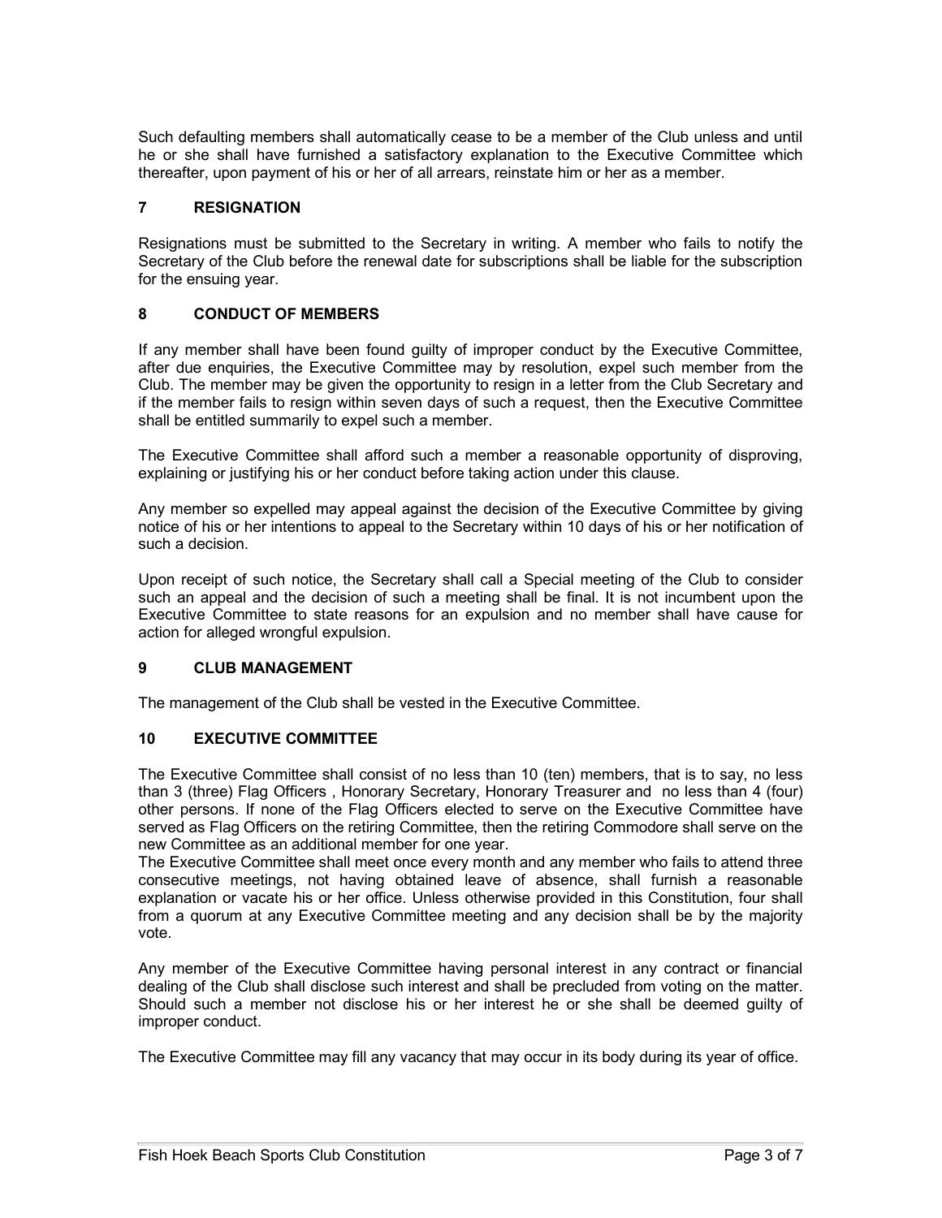Such defaulting members shall automatically cease to be a member of the Club unless and until he or she shall have furnished a satisfactory explanation to the Executive Committee which thereafter, upon payment of his or her of all arrears, reinstate him or her as a member.

## 7 RESIGNATION

Resignations must be submitted to the Secretary in writing. A member who fails to notify the Secretary of the Club before the renewal date for subscriptions shall be liable for the subscription for the ensuing year.

## 8 CONDUCT OF MEMBERS

If any member shall have been found guilty of improper conduct by the Executive Committee, after due enquiries, the Executive Committee may by resolution, expel such member from the Club. The member may be given the opportunity to resign in a letter from the Club Secretary and if the member fails to resign within seven days of such a request, then the Executive Committee shall be entitled summarily to expel such a member.

The Executive Committee shall afford such a member a reasonable opportunity of disproving, explaining or justifying his or her conduct before taking action under this clause.

Any member so expelled may appeal against the decision of the Executive Committee by giving notice of his or her intentions to appeal to the Secretary within 10 days of his or her notification of such a decision.

Upon receipt of such notice, the Secretary shall call a Special meeting of the Club to consider such an appeal and the decision of such a meeting shall be final. It is not incumbent upon the Executive Committee to state reasons for an expulsion and no member shall have cause for action for alleged wrongful expulsion.

## 9 CLUB MANAGEMENT

The management of the Club shall be vested in the Executive Committee.

## 10 EXECUTIVE COMMITTEE

The Executive Committee shall consist of no less than 10 (ten) members, that is to say, no less than 3 (three) Flag Officers , Honorary Secretary, Honorary Treasurer and no less than 4 (four) other persons. If none of the Flag Officers elected to serve on the Executive Committee have served as Flag Officers on the retiring Committee, then the retiring Commodore shall serve on the new Committee as an additional member for one year.

The Executive Committee shall meet once every month and any member who fails to attend three consecutive meetings, not having obtained leave of absence, shall furnish a reasonable explanation or vacate his or her office. Unless otherwise provided in this Constitution, four shall from a quorum at any Executive Committee meeting and any decision shall be by the majority vote.

Any member of the Executive Committee having personal interest in any contract or financial dealing of the Club shall disclose such interest and shall be precluded from voting on the matter. Should such a member not disclose his or her interest he or she shall be deemed guilty of improper conduct.

The Executive Committee may fill any vacancy that may occur in its body during its year of office.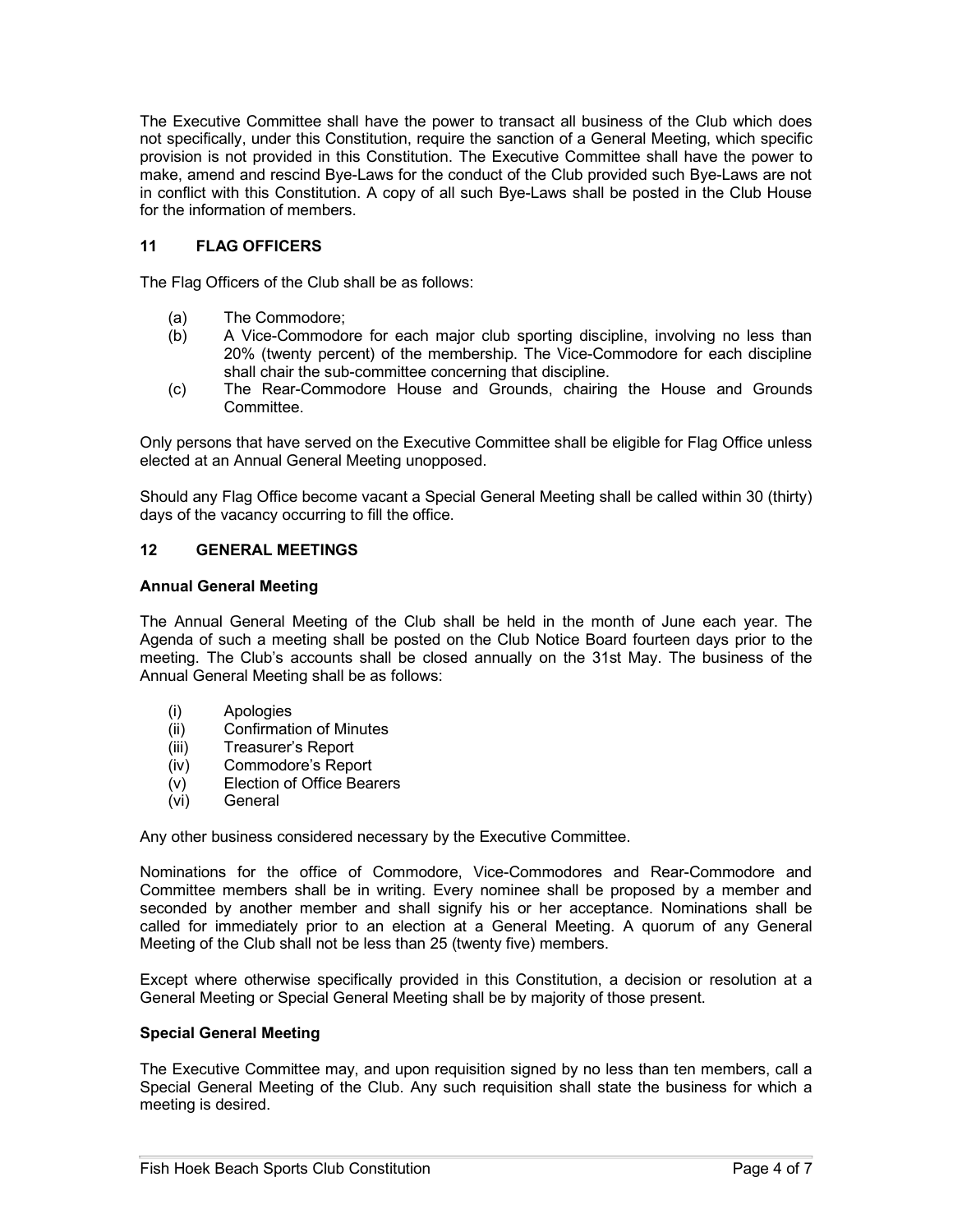The Executive Committee shall have the power to transact all business of the Club which does not specifically, under this Constitution, require the sanction of a General Meeting, which specific provision is not provided in this Constitution. The Executive Committee shall have the power to make, amend and rescind Bye-Laws for the conduct of the Club provided such Bye-Laws are not in conflict with this Constitution. A copy of all such Bye-Laws shall be posted in the Club House for the information of members.

## 11 FLAG OFFICERS

The Flag Officers of the Club shall be as follows:

(a) The Commodore;
(b) A Vice-Commodore for each major club sporting discipline, involving no less than 20% (twenty percent) of the membership. The Vice-Commodore for each discipline shall chair the sub-committee concerning that discipline.
(c) The Rear-Commodore House and Grounds, chairing the House and Grounds Committee.

Only persons that have served on the Executive Committee shall be eligible for Flag Office unless elected at an Annual General Meeting unopposed.

Should any Flag Office become vacant a Special General Meeting shall be called within 30 (thirty) days of the vacancy occurring to fill the office.

## 12 GENERAL MEETINGS

### Annual General Meeting

The Annual General Meeting of the Club shall be held in the month of June each year. The Agenda of such a meeting shall be posted on the Club Notice Board fourteen days prior to the meeting. The Club's accounts shall be closed annually on the 31st May. The business of the Annual General Meeting shall be as follows:

(i) Apologies
(ii) Confirmation of Minutes
(iii) Treasurer's Report
(iv) Commodore's Report
(v) Election of Office Bearers
(vi) General

Any other business considered necessary by the Executive Committee.

Nominations for the office of Commodore, Vice-Commodores and Rear-Commodore and Committee members shall be in writing. Every nominee shall be proposed by a member and seconded by another member and shall signify his or her acceptance. Nominations shall be called for immediately prior to an election at a General Meeting. A quorum of any General Meeting of the Club shall not be less than 25 (twenty five) members.

Except where otherwise specifically provided in this Constitution, a decision or resolution at a General Meeting or Special General Meeting shall be by majority of those present.

### Special General Meeting

The Executive Committee may, and upon requisition signed by no less than ten members, call a Special General Meeting of the Club. Any such requisition shall state the business for which a meeting is desired.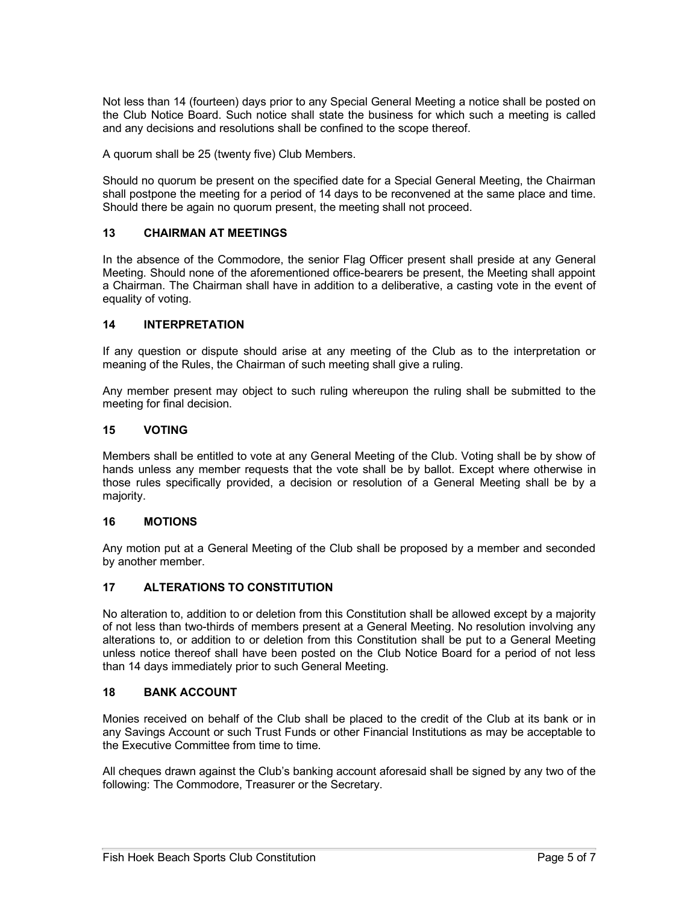Not less than 14 (fourteen) days prior to any Special General Meeting a notice shall be posted on the Club Notice Board. Such notice shall state the business for which such a meeting is called and any decisions and resolutions shall be confined to the scope thereof.

A quorum shall be 25 (twenty five) Club Members.

Should no quorum be present on the specified date for a Special General Meeting, the Chairman shall postpone the meeting for a period of 14 days to be reconvened at the same place and time. Should there be again no quorum present, the meeting shall not proceed.

## 13 CHAIRMAN AT MEETINGS

In the absence of the Commodore, the senior Flag Officer present shall preside at any General Meeting. Should none of the aforementioned office-bearers be present, the Meeting shall appoint a Chairman. The Chairman shall have in addition to a deliberative, a casting vote in the event of equality of voting.

## 14 INTERPRETATION

If any question or dispute should arise at any meeting of the Club as to the interpretation or meaning of the Rules, the Chairman of such meeting shall give a ruling.

Any member present may object to such ruling whereupon the ruling shall be submitted to the meeting for final decision.

## 15 VOTING

Members shall be entitled to vote at any General Meeting of the Club. Voting shall be by show of hands unless any member requests that the vote shall be by ballot. Except where otherwise in those rules specifically provided, a decision or resolution of a General Meeting shall be by a majority.

## 16 MOTIONS

Any motion put at a General Meeting of the Club shall be proposed by a member and seconded by another member.

## 17 ALTERATIONS TO CONSTITUTION

No alteration to, addition to or deletion from this Constitution shall be allowed except by a majority of not less than two-thirds of members present at a General Meeting. No resolution involving any alterations to, or addition to or deletion from this Constitution shall be put to a General Meeting unless notice thereof shall have been posted on the Club Notice Board for a period of not less than 14 days immediately prior to such General Meeting.

## 18 BANK ACCOUNT

Monies received on behalf of the Club shall be placed to the credit of the Club at its bank or in any Savings Account or such Trust Funds or other Financial Institutions as may be acceptable to the Executive Committee from time to time.

All cheques drawn against the Club's banking account aforesaid shall be signed by any two of the following: The Commodore, Treasurer or the Secretary.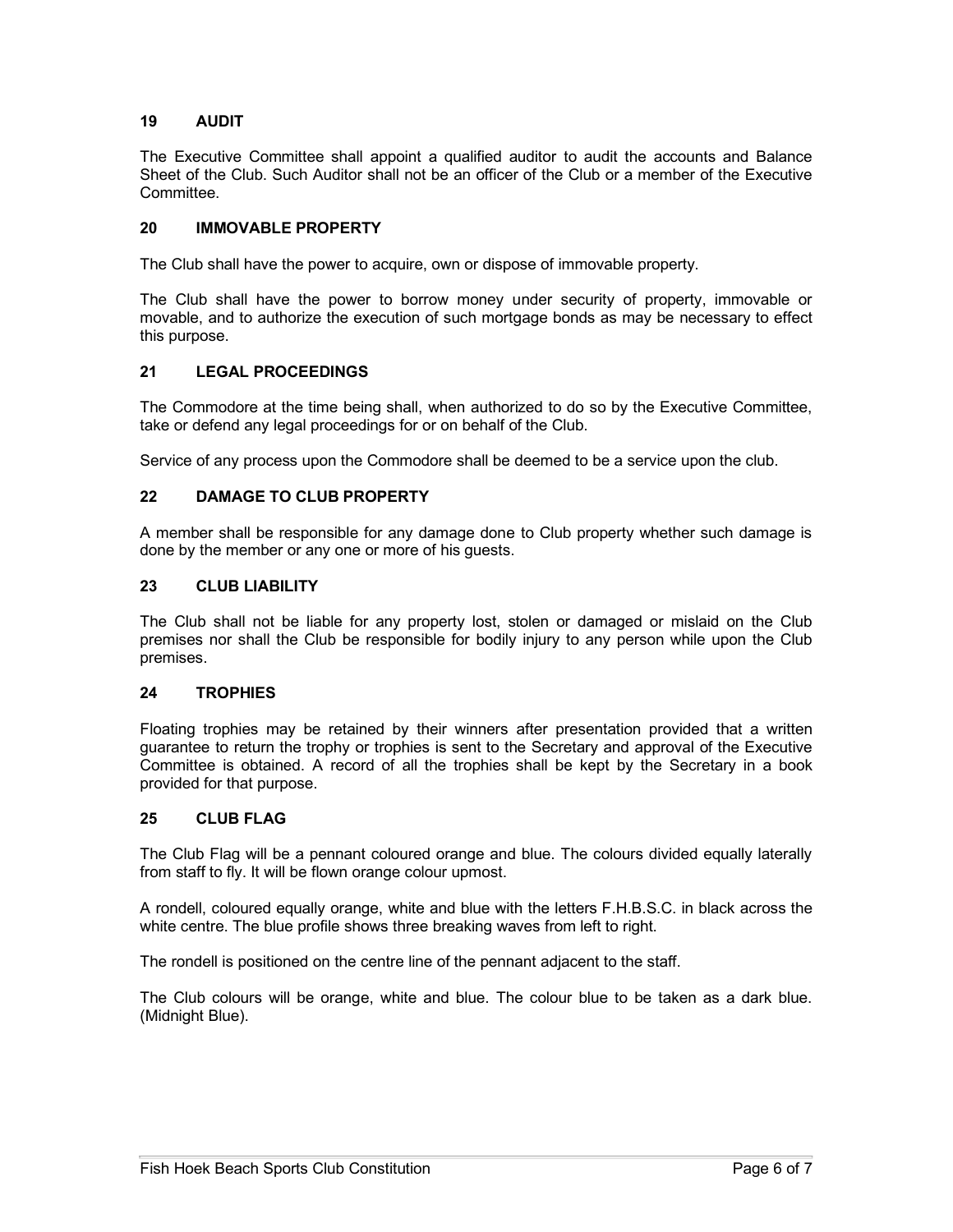## 19 AUDIT

The Executive Committee shall appoint a qualified auditor to audit the accounts and Balance Sheet of the Club. Such Auditor shall not be an officer of the Club or a member of the Executive Committee.

## 20 IMMOVABLE PROPERTY

The Club shall have the power to acquire, own or dispose of immovable property.

The Club shall have the power to borrow money under security of property, immovable or movable, and to authorize the execution of such mortgage bonds as may be necessary to effect this purpose.

## 21 LEGAL PROCEEDINGS

The Commodore at the time being shall, when authorized to do so by the Executive Committee, take or defend any legal proceedings for or on behalf of the Club.

Service of any process upon the Commodore shall be deemed to be a service upon the club.

## 22 DAMAGE TO CLUB PROPERTY

A member shall be responsible for any damage done to Club property whether such damage is done by the member or any one or more of his guests.

## 23 CLUB LIABILITY

The Club shall not be liable for any property lost, stolen or damaged or mislaid on the Club premises nor shall the Club be responsible for bodily injury to any person while upon the Club premises.

## 24 TROPHIES

Floating trophies may be retained by their winners after presentation provided that a written guarantee to return the trophy or trophies is sent to the Secretary and approval of the Executive Committee is obtained. A record of all the trophies shall be kept by the Secretary in a book provided for that purpose.

## 25 CLUB FLAG

The Club Flag will be a pennant coloured orange and blue. The colours divided equally laterally from staff to fly. It will be flown orange colour upmost.

A rondell, coloured equally orange, white and blue with the letters F.H.B.S.C. in black across the white centre. The blue profile shows three breaking waves from left to right.

The rondell is positioned on the centre line of the pennant adjacent to the staff.

The Club colours will be orange, white and blue. The colour blue to be taken as a dark blue. (Midnight Blue).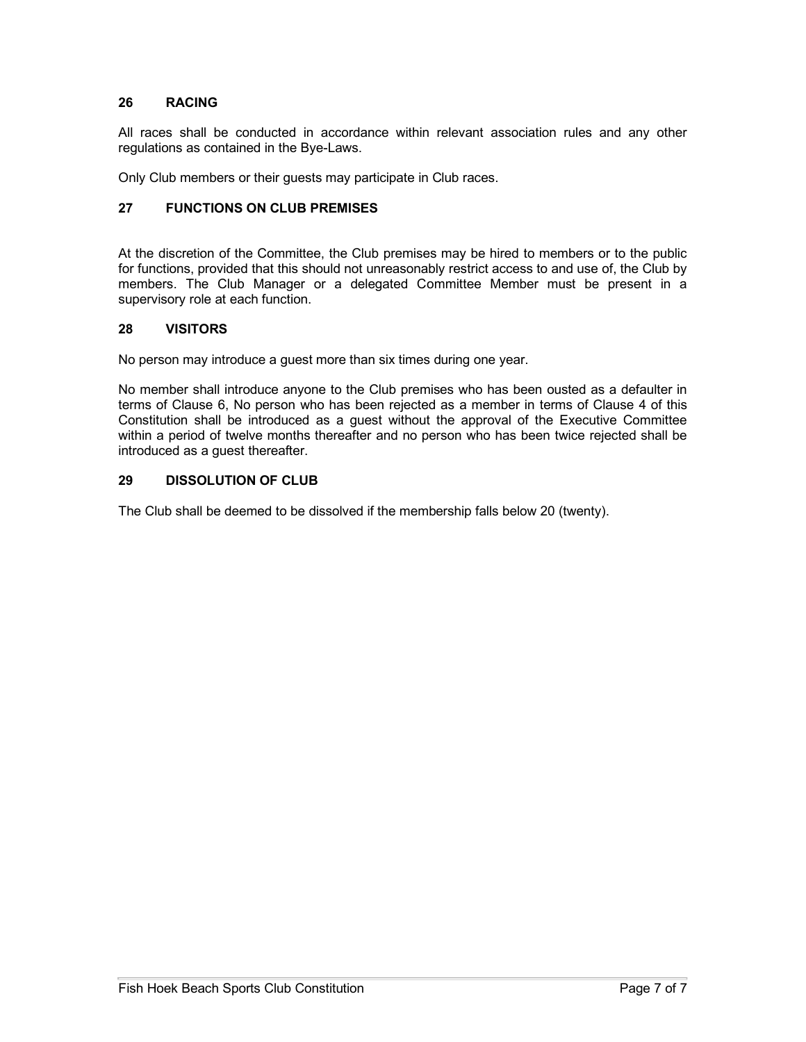## 26 RACING

All races shall be conducted in accordance within relevant association rules and any other regulations as contained in the Bye-Laws.

Only Club members or their guests may participate in Club races.

## 27 FUNCTIONS ON CLUB PREMISES

At the discretion of the Committee, the Club premises may be hired to members or to the public for functions, provided that this should not unreasonably restrict access to and use of, the Club by members. The Club Manager or a delegated Committee Member must be present in a supervisory role at each function.

## 28 VISITORS

No person may introduce a guest more than six times during one year.

No member shall introduce anyone to the Club premises who has been ousted as a defaulter in terms of Clause 6, No person who has been rejected as a member in terms of Clause 4 of this Constitution shall be introduced as a guest without the approval of the Executive Committee within a period of twelve months thereafter and no person who has been twice rejected shall be introduced as a guest thereafter.

## 29 DISSOLUTION OF CLUB

The Club shall be deemed to be dissolved if the membership falls below 20 (twenty).